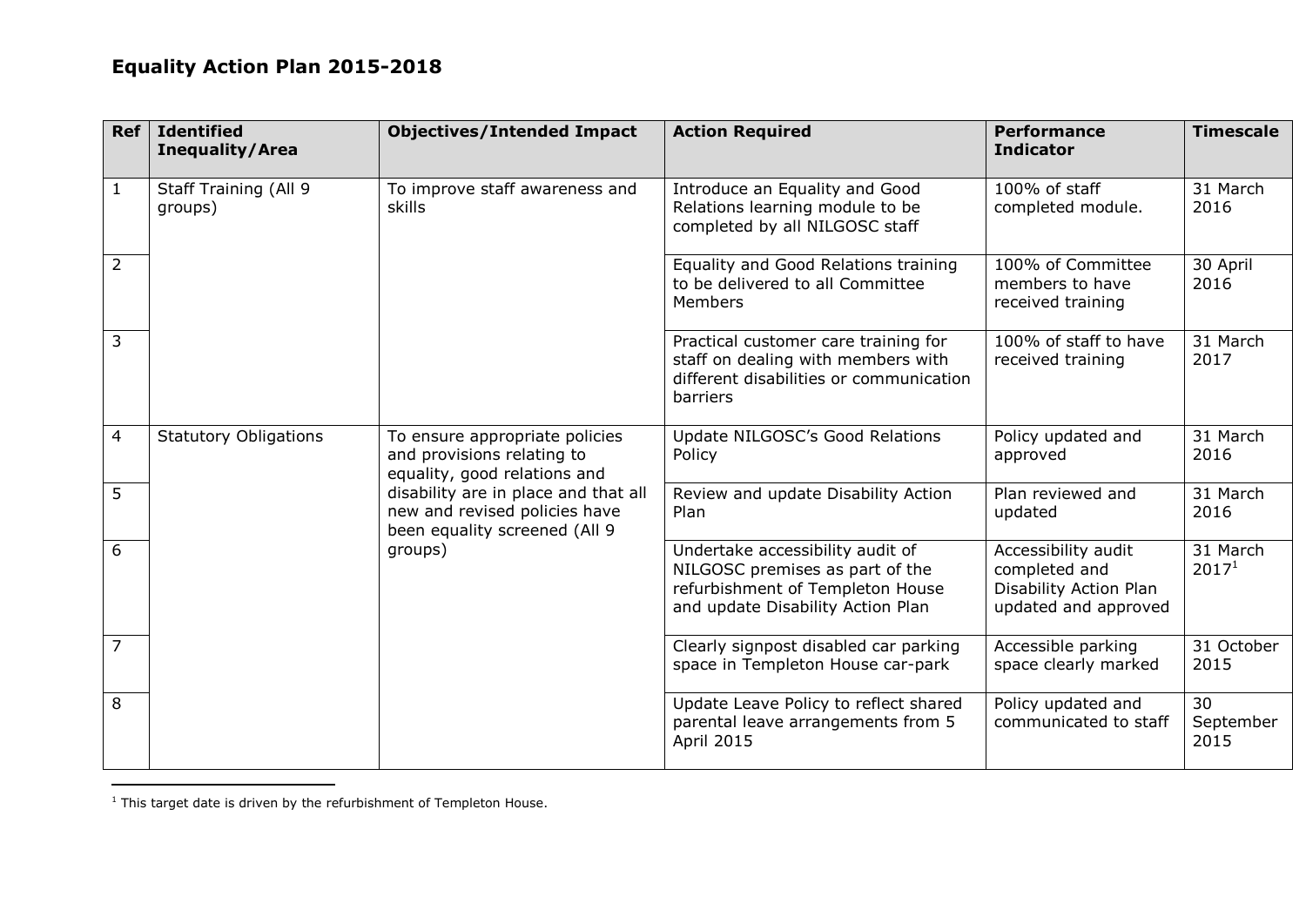## Equality Action Plan 2015-2018

| Ref | Identified Inequality/Area | Objectives/Intended Impact | Action Required | Performance Indicator | Timescale |
|---|---|---|---|---|---|
| 1 | Staff Training (All 9 groups) | To improve staff awareness and skills | Introduce an Equality and Good Relations learning module to be completed by all NILGOSC staff | 100% of staff completed module. | 31 March 2016 |
| 2 | | | Equality and Good Relations training to be delivered to all Committee Members | 100% of Committee members to have received training | 30 April 2016 |
| 3 | | | Practical customer care training for staff on dealing with members with different disabilities or communication barriers | 100% of staff to have received training | 31 March 2017 |
| 4 | Statutory Obligations | To ensure appropriate policies and provisions relating to equality, good relations and disability are in place and that all new and revised policies have been equality screened (All 9 groups) | Update NILGOSC's Good Relations Policy | Policy updated and approved | 31 March 2016 |
| 5 | | | Review and update Disability Action Plan | Plan reviewed and updated | 31 March 2016 |
| 6 | | | Undertake accessibility audit of NILGOSC premises as part of the refurbishment of Templeton House and update Disability Action Plan | Accessibility audit completed and Disability Action Plan updated and approved | 31 March 2017[1] |
| 7 | | | Clearly signpost disabled car parking space in Templeton House car-park | Accessible parking space clearly marked | 31 October 2015 |
| 8 | | | Update Leave Policy to reflect shared parental leave arrangements from 5 April 2015 | Policy updated and communicated to staff | 30 September 2015 |

[1] This target date is driven by the refurbishment of Templeton House.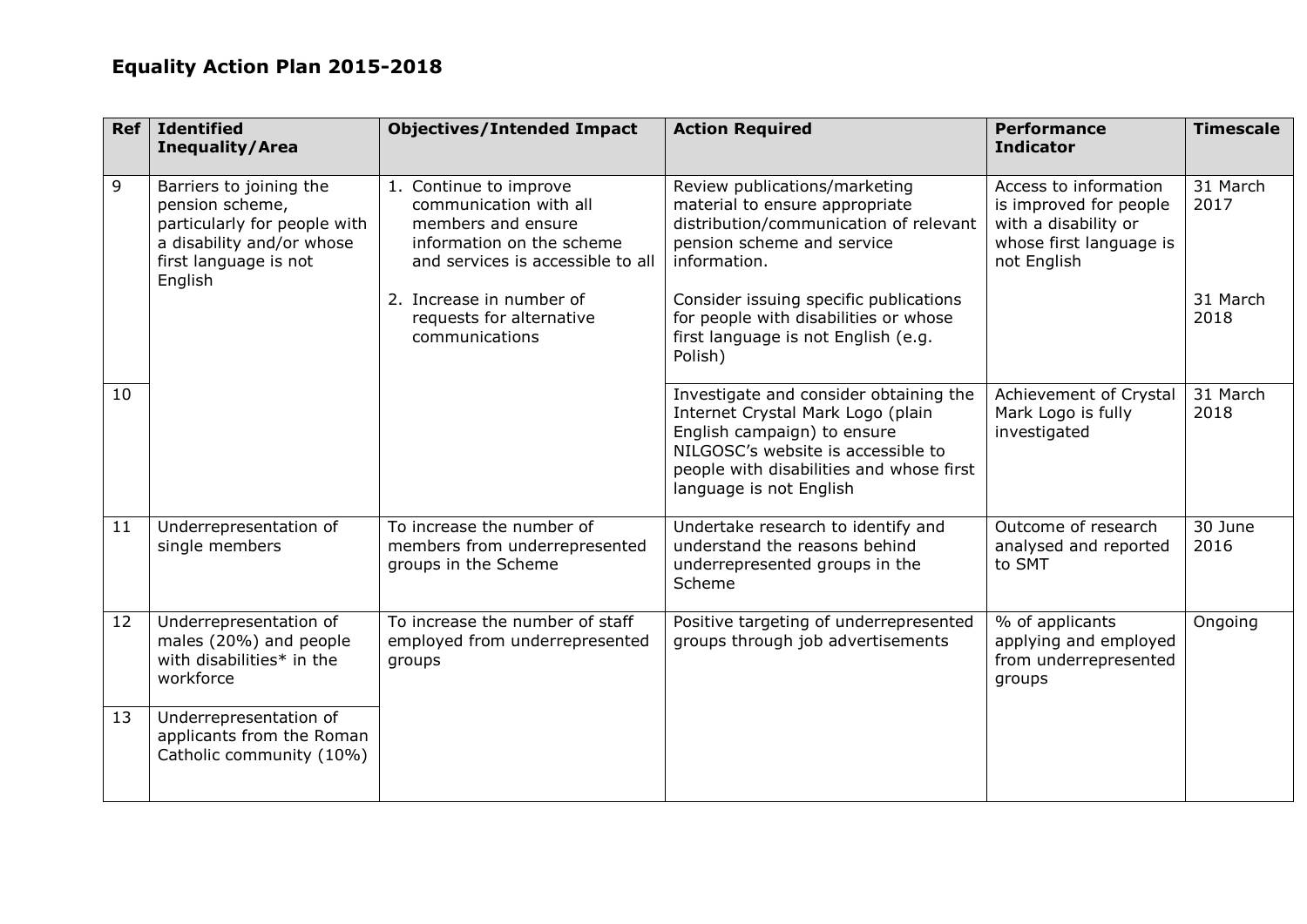# Equality Action Plan 2015-2018

| Ref | Identified Inequality/Area | Objectives/Intended Impact | Action Required | Performance Indicator | Timescale |
|---|---|---|---|---|---|
| 9 | Barriers to joining the pension scheme, particularly for people with a disability and/or whose first language is not English | 1. Continue to improve communication with all members and ensure information on the scheme and services is accessible to all<br>2. Increase in number of requests for alternative communications | Review publications/marketing material to ensure appropriate distribution/communication of relevant pension scheme and service information.<br>Consider issuing specific publications for people with disabilities or whose first language is not English (e.g. Polish) | Access to information is improved for people with a disability or whose first language is not English | 31 March 2017<br>31 March 2018 |
| 10 | | | Investigate and consider obtaining the Internet Crystal Mark Logo (plain English campaign) to ensure NILGOSC's website is accessible to people with disabilities and whose first language is not English | Achievement of Crystal Mark Logo is fully investigated | 31 March 2018 |
| 11 | Underrepresentation of single members | To increase the number of members from underrepresented groups in the Scheme | Undertake research to identify and understand the reasons behind underrepresented groups in the Scheme | Outcome of research analysed and reported to SMT | 30 June 2016 |
| 12 | Underrepresentation of males (20%) and people with disabilities* in the workforce | To increase the number of staff employed from underrepresented groups | Positive targeting of underrepresented groups through job advertisements | % of applicants applying and employed from underrepresented groups | Ongoing |
| 13 | Underrepresentation of applicants from the Roman Catholic community (10%) | | | | |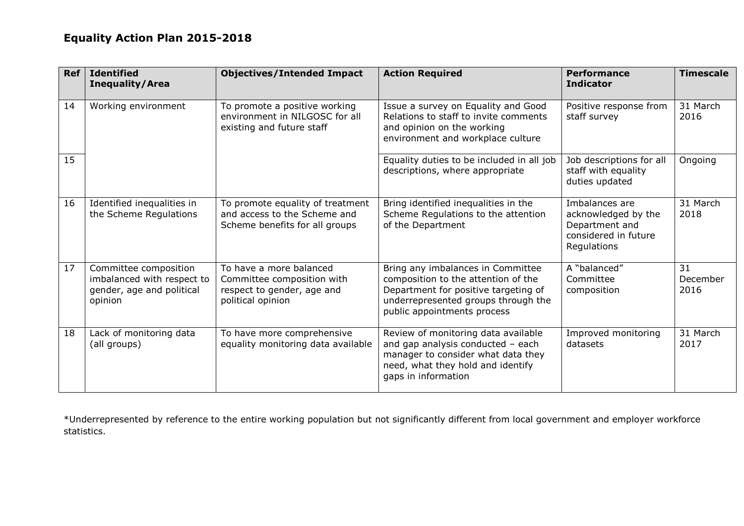## Equality Action Plan 2015-2018

| Ref | Identified Inequality/Area | Objectives/Intended Impact | Action Required | Performance Indicator | Timescale |
|---|---|---|---|---|---|
| 14 | Working environment | To promote a positive working environment in NILGOSC for all existing and future staff | Issue a survey on Equality and Good Relations to staff to invite comments and opinion on the working environment and workplace culture | Positive response from staff survey | 31 March 2016 |
| 15 | | | Equality duties to be included in all job descriptions, where appropriate | Job descriptions for all staff with equality duties updated | Ongoing |
| 16 | Identified inequalities in the Scheme Regulations | To promote equality of treatment and access to the Scheme and Scheme benefits for all groups | Bring identified inequalities in the Scheme Regulations to the attention of the Department | Imbalances are acknowledged by the Department and considered in future Regulations | 31 March 2018 |
| 17 | Committee composition imbalanced with respect to gender, age and political opinion | To have a more balanced Committee composition with respect to gender, age and political opinion | Bring any imbalances in Committee composition to the attention of the Department for positive targeting of underrepresented groups through the public appointments process | A "balanced" Committee composition | 31 December 2016 |
| 18 | Lack of monitoring data (all groups) | To have more comprehensive equality monitoring data available | Review of monitoring data available and gap analysis conducted – each manager to consider what data they need, what they hold and identify gaps in information | Improved monitoring datasets | 31 March 2017 |

*Underrepresented by reference to the entire working population but not significantly different from local government and employer workforce statistics.